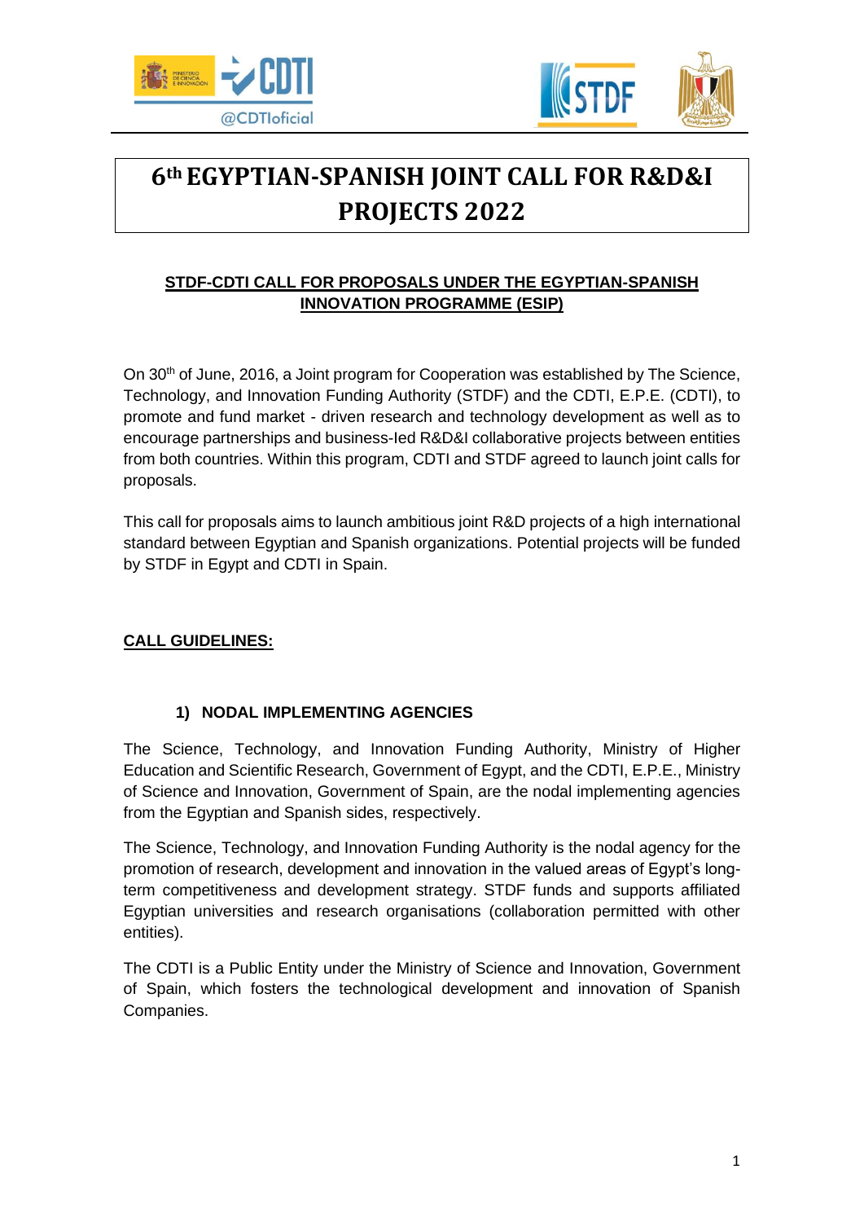# 6th EGYPTIAN-SPANISH JOINT CALL FOR R&D&I PROJECTS 2022

## STDF-CDTI CALL FOR PROPOSALS UNDER THE EGYPTIAN-SPANISH INNOVATION PROGRAMME (ESIP)

On 30th of June, 2016, a Joint program for Cooperation was established by The Science, Technology, and Innovation Funding Authority (STDF) and the CDTI, E.P.E. (CDTI), to promote and fund market - driven research and technology development as well as to encourage partnerships and business-led R&D&I collaborative projects between entities from both countries. Within this program, CDTI and STDF agreed to launch joint calls for proposals.

This call for proposals aims to launch ambitious joint R&D projects of a high international standard between Egyptian and Spanish organizations. Potential projects will be funded by STDF in Egypt and CDTI in Spain.

## CALL GUIDELINES:

### 1) NODAL IMPLEMENTING AGENCIES

The Science, Technology, and Innovation Funding Authority, Ministry of Higher Education and Scientific Research, Government of Egypt, and the CDTI, E.P.E., Ministry of Science and Innovation, Government of Spain, are the nodal implementing agencies from the Egyptian and Spanish sides, respectively.

The Science, Technology, and Innovation Funding Authority is the nodal agency for the promotion of research, development and innovation in the valued areas of Egypt's long-term competitiveness and development strategy. STDF funds and supports affiliated Egyptian universities and research organisations (collaboration permitted with other entities).

The CDTI is a Public Entity under the Ministry of Science and Innovation, Government of Spain, which fosters the technological development and innovation of Spanish Companies.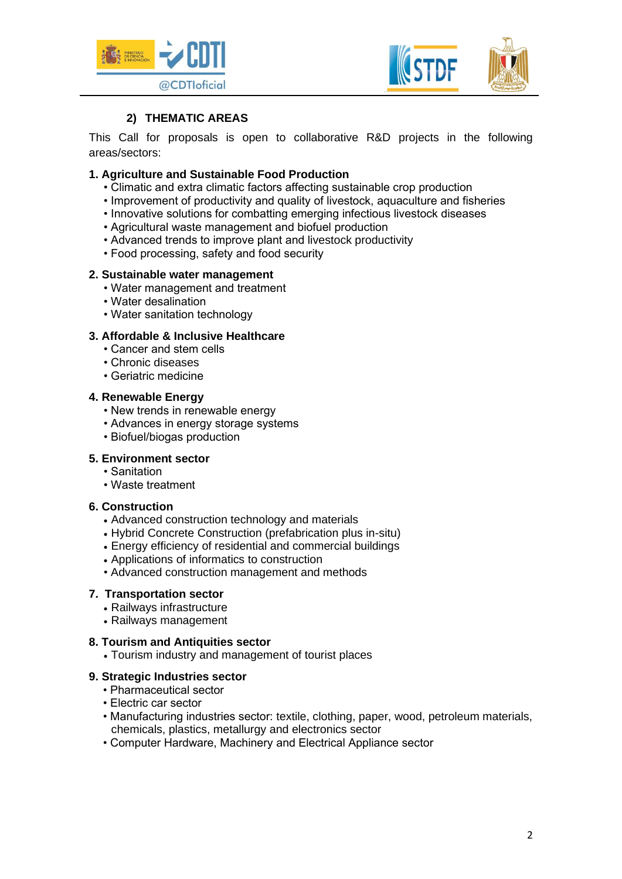## 2) THEMATIC AREAS

This Call for proposals is open to collaborative R&D projects in the following areas/sectors:

**1. Agriculture and Sustainable Food Production**

- Climatic and extra climatic factors affecting sustainable crop production
- Improvement of productivity and quality of livestock, aquaculture and fisheries
- Innovative solutions for combatting emerging infectious livestock diseases
- Agricultural waste management and biofuel production
- Advanced trends to improve plant and livestock productivity
- Food processing, safety and food security

**2. Sustainable water management**

- Water management and treatment
- Water desalination
- Water sanitation technology

**3. Affordable & Inclusive Healthcare**

- Cancer and stem cells
- Chronic diseases
- Geriatric medicine

**4. Renewable Energy**

- New trends in renewable energy
- Advances in energy storage systems
- Biofuel/biogas production

**5. Environment sector**

- Sanitation
- Waste treatment

**6. Construction**

- Advanced construction technology and materials
- Hybrid Concrete Construction (prefabrication plus in-situ)
- Energy efficiency of residential and commercial buildings
- Applications of informatics to construction
- Advanced construction management and methods

**7. Transportation sector**

- Railways infrastructure
- Railways management

**8. Tourism and Antiquities sector**

- Tourism industry and management of tourist places

**9. Strategic Industries sector**

- Pharmaceutical sector
- Electric car sector
- Manufacturing industries sector: textile, clothing, paper, wood, petroleum materials, chemicals, plastics, metallurgy and electronics sector
- Computer Hardware, Machinery and Electrical Appliance sector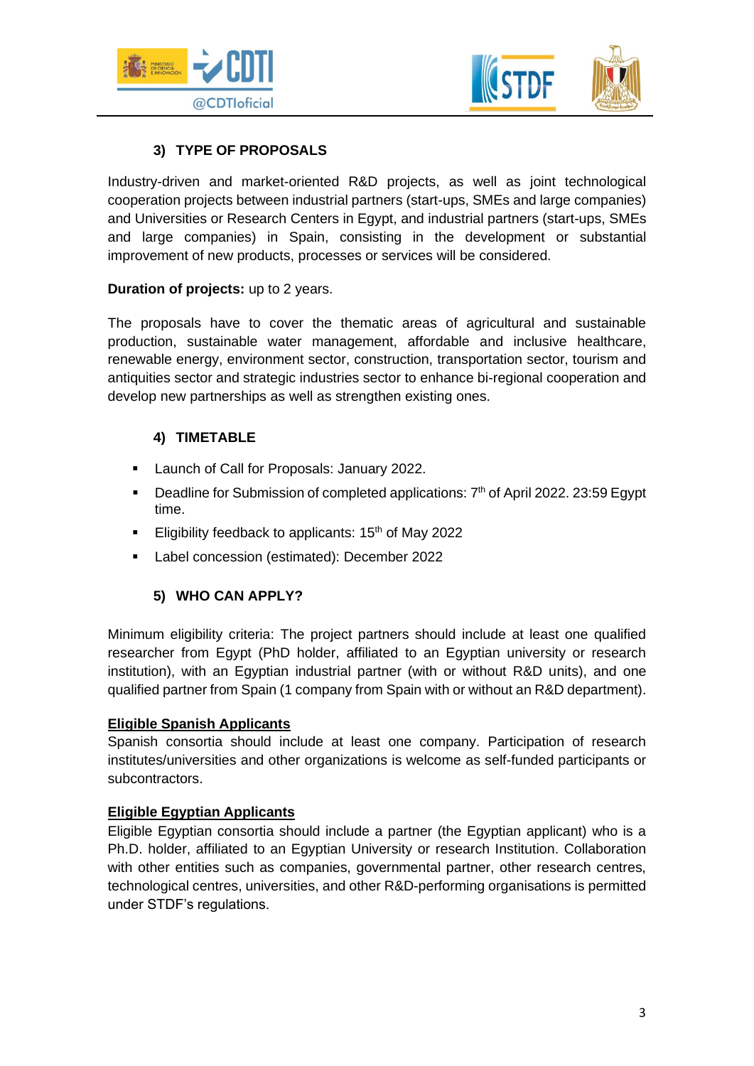## 3) TYPE OF PROPOSALS

Industry-driven and market-oriented R&D projects, as well as joint technological cooperation projects between industrial partners (start-ups, SMEs and large companies) and Universities or Research Centers in Egypt, and industrial partners (start-ups, SMEs and large companies) in Spain, consisting in the development or substantial improvement of new products, processes or services will be considered.

**Duration of projects:** up to 2 years.

The proposals have to cover the thematic areas of agricultural and sustainable production, sustainable water management, affordable and inclusive healthcare, renewable energy, environment sector, construction, transportation sector, tourism and antiquities sector and strategic industries sector to enhance bi-regional cooperation and develop new partnerships as well as strengthen existing ones.

## 4) TIMETABLE

- Launch of Call for Proposals: January 2022.
- Deadline for Submission of completed applications: 7th of April 2022. 23:59 Egypt time.
- Eligibility feedback to applicants: 15th of May 2022
- Label concession (estimated): December 2022

## 5) WHO CAN APPLY?

Minimum eligibility criteria: The project partners should include at least one qualified researcher from Egypt (PhD holder, affiliated to an Egyptian university or research institution), with an Egyptian industrial partner (with or without R&D units), and one qualified partner from Spain (1 company from Spain with or without an R&D department).

**Eligible Spanish Applicants**

Spanish consortia should include at least one company. Participation of research institutes/universities and other organizations is welcome as self-funded participants or subcontractors.

**Eligible Egyptian Applicants**

Eligible Egyptian consortia should include a partner (the Egyptian applicant) who is a Ph.D. holder, affiliated to an Egyptian University or research Institution. Collaboration with other entities such as companies, governmental partner, other research centres, technological centres, universities, and other R&D-performing organisations is permitted under STDF's regulations.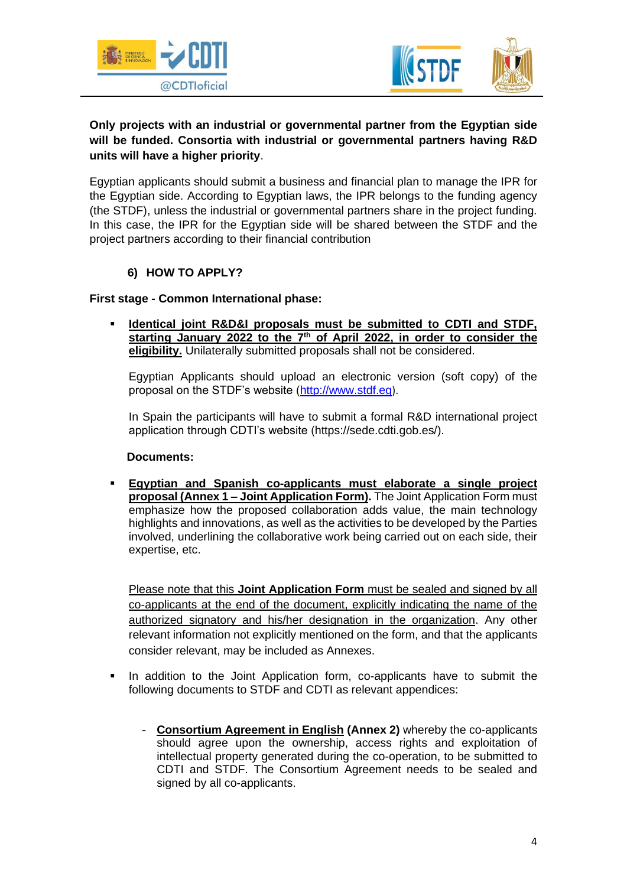**Only projects with an industrial or governmental partner from the Egyptian side will be funded. Consortia with industrial or governmental partners having R&D units will have a higher priority**.

Egyptian applicants should submit a business and financial plan to manage the IPR for the Egyptian side. According to Egyptian laws, the IPR belongs to the funding agency (the STDF), unless the industrial or governmental partners share in the project funding. In this case, the IPR for the Egyptian side will be shared between the STDF and the project partners according to their financial contribution

## 6) HOW TO APPLY?

**First stage - Common International phase:**

- **Identical joint R&D&I proposals must be submitted to CDTI and STDF, starting January 2022 to the 7th of April 2022, in order to consider the eligibility.** Unilaterally submitted proposals shall not be considered.

  Egyptian Applicants should upload an electronic version (soft copy) of the proposal on the STDF's website (http://www.stdf.eg).

  In Spain the participants will have to submit a formal R&D international project application through CDTI's website (https://sede.cdti.gob.es/).

  **Documents:**

- **Egyptian and Spanish co-applicants must elaborate a single project proposal (Annex 1 – Joint Application Form).** The Joint Application Form must emphasize how the proposed collaboration adds value, the main technology highlights and innovations, as well as the activities to be developed by the Parties involved, underlining the collaborative work being carried out on each side, their expertise, etc.

  Please note that this **Joint Application Form** must be sealed and signed by all co-applicants at the end of the document, explicitly indicating the name of the authorized signatory and his/her designation in the organization. Any other relevant information not explicitly mentioned on the form, and that the applicants consider relevant, may be included as Annexes.

- In addition to the Joint Application form, co-applicants have to submit the following documents to STDF and CDTI as relevant appendices:

  - **Consortium Agreement in English (Annex 2)** whereby the co-applicants should agree upon the ownership, access rights and exploitation of intellectual property generated during the co-operation, to be submitted to CDTI and STDF. The Consortium Agreement needs to be sealed and signed by all co-applicants.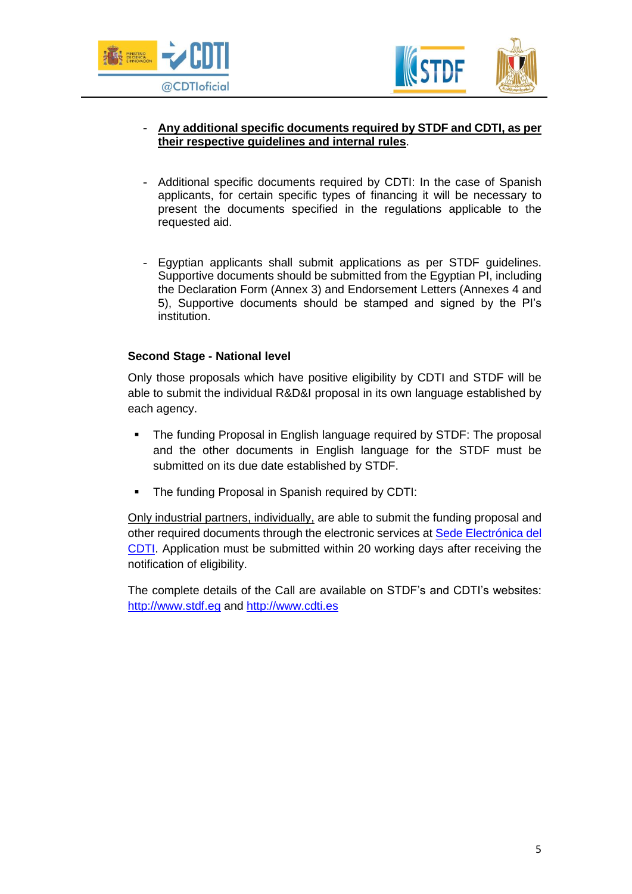- **<u>Any additional specific documents required by STDF and CDTI, as per their respective guidelines and internal rules</u>**.

- Additional specific documents required by CDTI: In the case of Spanish applicants, for certain specific types of financing it will be necessary to present the documents specified in the regulations applicable to the requested aid.

- Egyptian applicants shall submit applications as per STDF guidelines. Supportive documents should be submitted from the Egyptian PI, including the Declaration Form (Annex 3) and Endorsement Letters (Annexes 4 and 5), Supportive documents should be stamped and signed by the PI's institution.

**Second Stage - National level**

Only those proposals which have positive eligibility by CDTI and STDF will be able to submit the individual R&D&I proposal in its own language established by each agency.

- The funding Proposal in English language required by STDF: The proposal and the other documents in English language for the STDF must be submitted on its due date established by STDF.
- The funding Proposal in Spanish required by CDTI:

<u>Only industrial partners, individually,</u> are able to submit the funding proposal and other required documents through the electronic services at [Sede Electrónica del CDTI](). Application must be submitted within 20 working days after receiving the notification of eligibility.

The complete details of the Call are available on STDF's and CDTI's websites: [http://www.stdf.eg](http://www.stdf.eg) and [http://www.cdti.es](http://www.cdti.es)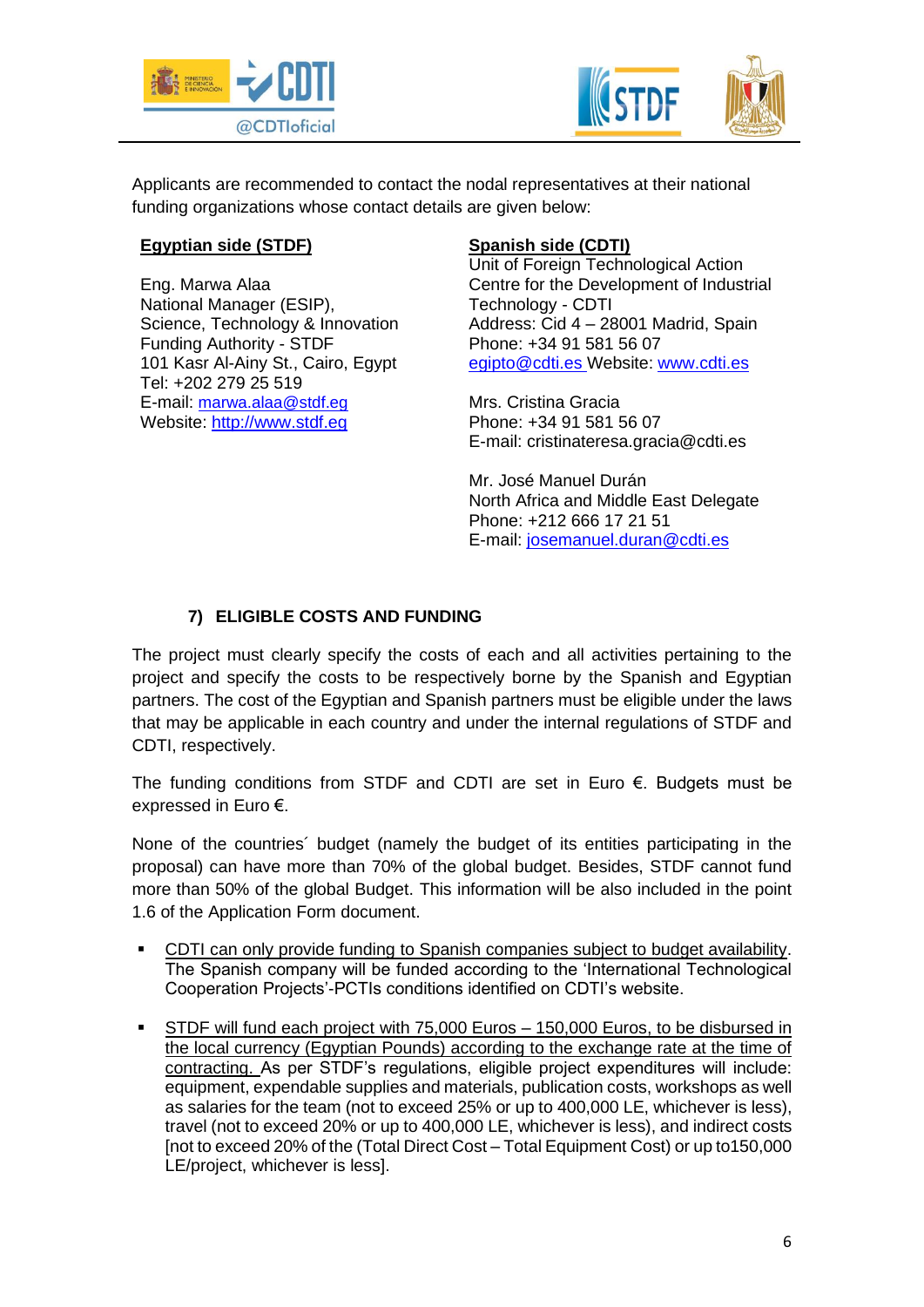Applicants are recommended to contact the nodal representatives at their national funding organizations whose contact details are given below:

**Egyptian side (STDF)**

Eng. Marwa Alaa
National Manager (ESIP),
Science, Technology & Innovation Funding Authority - STDF
101 Kasr Al-Ainy St., Cairo, Egypt
Tel: +202 279 25 519
E-mail: marwa.alaa@stdf.eg
Website: http://www.stdf.eg

**Spanish side (CDTI)**

Unit of Foreign Technological Action
Centre for the Development of Industrial Technology - CDTI
Address: Cid 4 – 28001 Madrid, Spain
Phone: +34 91 581 56 07
egipto@cdti.es Website: www.cdti.es

Mrs. Cristina Gracia
Phone: +34 91 581 56 07
E-mail: cristinateresa.gracia@cdti.es

Mr. José Manuel Durán
North Africa and Middle East Delegate
Phone: +212 666 17 21 51
E-mail: josemanuel.duran@cdti.es

## 7) ELIGIBLE COSTS AND FUNDING

The project must clearly specify the costs of each and all activities pertaining to the project and specify the costs to be respectively borne by the Spanish and Egyptian partners. The cost of the Egyptian and Spanish partners must be eligible under the laws that may be applicable in each country and under the internal regulations of STDF and CDTI, respectively.

The funding conditions from STDF and CDTI are set in Euro €. Budgets must be expressed in Euro €.

None of the countries´ budget (namely the budget of its entities participating in the proposal) can have more than 70% of the global budget. Besides, STDF cannot fund more than 50% of the global Budget. This information will be also included in the point 1.6 of the Application Form document.

- CDTI can only provide funding to Spanish companies subject to budget availability. The Spanish company will be funded according to the 'International Technological Cooperation Projects'-PCTIs conditions identified on CDTI's website.
- STDF will fund each project with 75,000 Euros – 150,000 Euros, to be disbursed in the local currency (Egyptian Pounds) according to the exchange rate at the time of contracting. As per STDF's regulations, eligible project expenditures will include: equipment, expendable supplies and materials, publication costs, workshops as well as salaries for the team (not to exceed 25% or up to 400,000 LE, whichever is less), travel (not to exceed 20% or up to 400,000 LE, whichever is less), and indirect costs [not to exceed 20% of the (Total Direct Cost – Total Equipment Cost) or up to150,000 LE/project, whichever is less].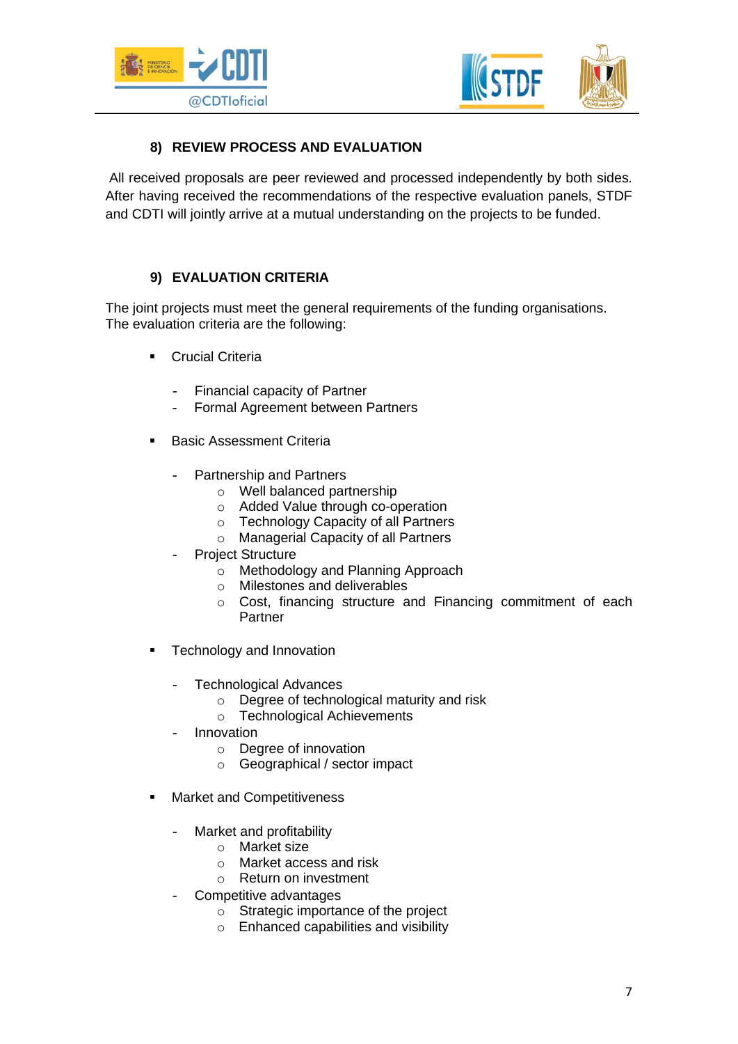## 8) REVIEW PROCESS AND EVALUATION

All received proposals are peer reviewed and processed independently by both sides. After having received the recommendations of the respective evaluation panels, STDF and CDTI will jointly arrive at a mutual understanding on the projects to be funded.

## 9) EVALUATION CRITERIA

The joint projects must meet the general requirements of the funding organisations. The evaluation criteria are the following:

- Crucial Criteria
  - Financial capacity of Partner
  - Formal Agreement between Partners
- Basic Assessment Criteria
  - Partnership and Partners
    - Well balanced partnership
    - Added Value through co-operation
    - Technology Capacity of all Partners
    - Managerial Capacity of all Partners
  - Project Structure
    - Methodology and Planning Approach
    - Milestones and deliverables
    - Cost, financing structure and Financing commitment of each Partner
- Technology and Innovation
  - Technological Advances
    - Degree of technological maturity and risk
    - Technological Achievements
  - Innovation
    - Degree of innovation
    - Geographical / sector impact
- Market and Competitiveness
  - Market and profitability
    - Market size
    - Market access and risk
    - Return on investment
  - Competitive advantages
    - Strategic importance of the project
    - Enhanced capabilities and visibility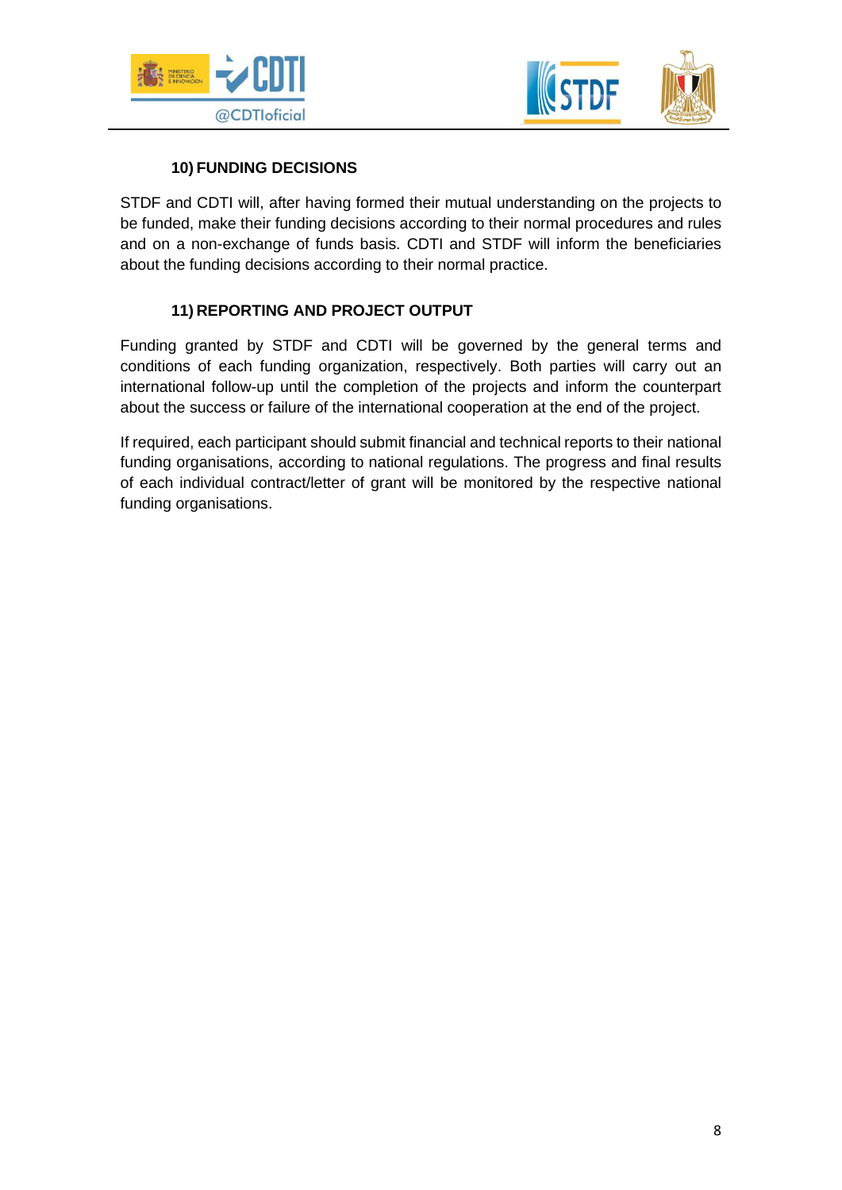### 10) FUNDING DECISIONS

STDF and CDTI will, after having formed their mutual understanding on the projects to be funded, make their funding decisions according to their normal procedures and rules and on a non-exchange of funds basis. CDTI and STDF will inform the beneficiaries about the funding decisions according to their normal practice.

### 11) REPORTING AND PROJECT OUTPUT

Funding granted by STDF and CDTI will be governed by the general terms and conditions of each funding organization, respectively. Both parties will carry out an international follow-up until the completion of the projects and inform the counterpart about the success or failure of the international cooperation at the end of the project.

If required, each participant should submit financial and technical reports to their national funding organisations, according to national regulations. The progress and final results of each individual contract/letter of grant will be monitored by the respective national funding organisations.